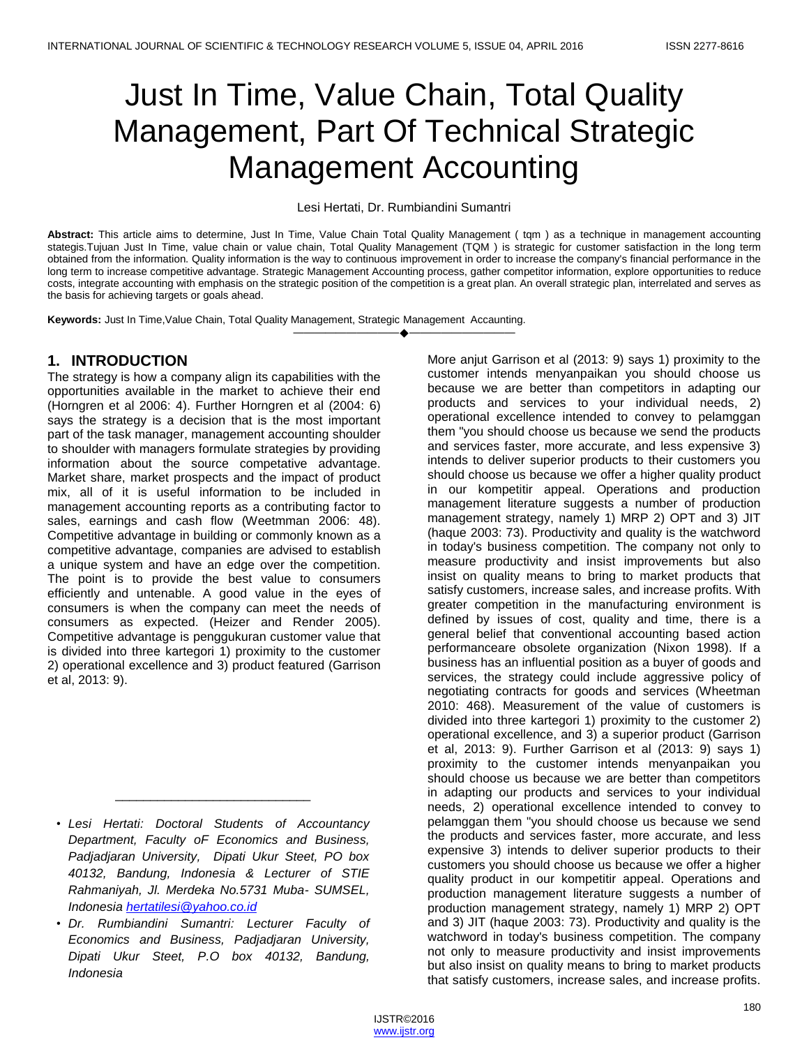# Just In Time, Value Chain, Total Quality Management, Part Of Technical Strategic Management Accounting

Lesi Hertati, Dr. Rumbiandini Sumantri

**Abstract:** This article aims to determine, Just In Time, Value Chain Total Quality Management ( tqm ) as a technique in management accounting stategis.Tujuan Just In Time, value chain or value chain, Total Quality Management (TQM ) is strategic for customer satisfaction in the long term obtained from the information. Quality information is the way to continuous improvement in order to increase the company's financial performance in the long term to increase competitive advantage. Strategic Management Accounting process, gather competitor information, explore opportunities to reduce costs, integrate accounting with emphasis on the strategic position of the competition is a great plan. An overall strategic plan, interrelated and serves as the basis for achieving targets or goals ahead.

**Keywords:** Just In Time,Value Chain, Total Quality Management, Strategic Management Accaunting.

---

## 1. INTRODUCTION

The strategy is how a company align its capabilities with the opportunities available in the market to achieve their end (Horngren et al 2006: 4). Further Horngren et al (2004: 6) says the strategy is a decision that is the most important part of the task manager, management accounting shoulder to shoulder with managers formulate strategies by providing information about the source competative advantage. Market share, market prospects and the impact of product mix, all of it is useful information to be included in management accounting reports as a contributing factor to sales, earnings and cash flow (Weetmman 2006: 48). Competitive advantage in building or commonly known as a competitive advantage, companies are advised to establish a unique system and have an edge over the competition. The point is to provide the best value to consumers efficiently and untenable. A good value in the eyes of consumers is when the company can meet the needs of consumers as expected. (Heizer and Render 2005). Competitive advantage is penggukuran customer value that is divided into three kartegori 1) proximity to the customer 2) operational excellence and 3) product featured (Garrison et al, 2013: 9).

More anjut Garrison et al (2013: 9) says 1) proximity to the customer intends menyanpaikan you should choose us because we are better than competitors in adapting our products and services to your individual needs, 2) operational excellence intended to convey to pelamggan them "you should choose us because we send the products and services faster, more accurate, and less expensive 3) intends to deliver superior products to their customers you should choose us because we offer a higher quality product in our kompetitir appeal. Operations and production management literature suggests a number of production management strategy, namely 1) MRP 2) OPT and 3) JIT (haque 2003: 73). Productivity and quality is the watchword in today's business competition. The company not only to measure productivity and insist improvements but also insist on quality means to bring to market products that satisfy customers, increase sales, and increase profits. With greater competition in the manufacturing environment is defined by issues of cost, quality and time, there is a general belief that conventional accounting based action performanceare obsolete organization (Nixon 1998). If a business has an influential position as a buyer of goods and services, the strategy could include aggressive policy of negotiating contracts for goods and services (Wheetman 2010: 468). Measurement of the value of customers is divided into three kartegori 1) proximity to the customer 2) operational excellence, and 3) a superior product (Garrison et al, 2013: 9). Further Garrison et al (2013: 9) says 1) proximity to the customer intends menyanpaikan you should choose us because we are better than competitors in adapting our products and services to your individual needs, 2) operational excellence intended to convey to pelamggan them "you should choose us because we send the products and services faster, more accurate, and less expensive 3) intends to deliver superior products to their customers you should choose us because we offer a higher quality product in our kompetitir appeal. Operations and production management literature suggests a number of production management strategy, namely 1) MRP 2) OPT and 3) JIT (haque 2003: 73). Productivity and quality is the watchword in today's business competition. The company not only to measure productivity and insist improvements but also insist on quality means to bring to market products that satisfy customers, increase sales, and increase profits.

---

- *Lesi Hertati: Doctoral Students of Accountancy Department, Faculty oF Economics and Business, Padjadjaran University, Dipati Ukur Steet, PO box 40132, Bandung, Indonesia & Lecturer of STIE Rahmaniyah, Jl. Merdeka No.5731 Muba- SUMSEL, Indonesia hertatilesi@yahoo.co.id*
- *Dr. Rumbiandini Sumantri: Lecturer Faculty of Economics and Business, Padjadjaran University, Dipati Ukur Steet, P.O box 40132, Bandung, Indonesia*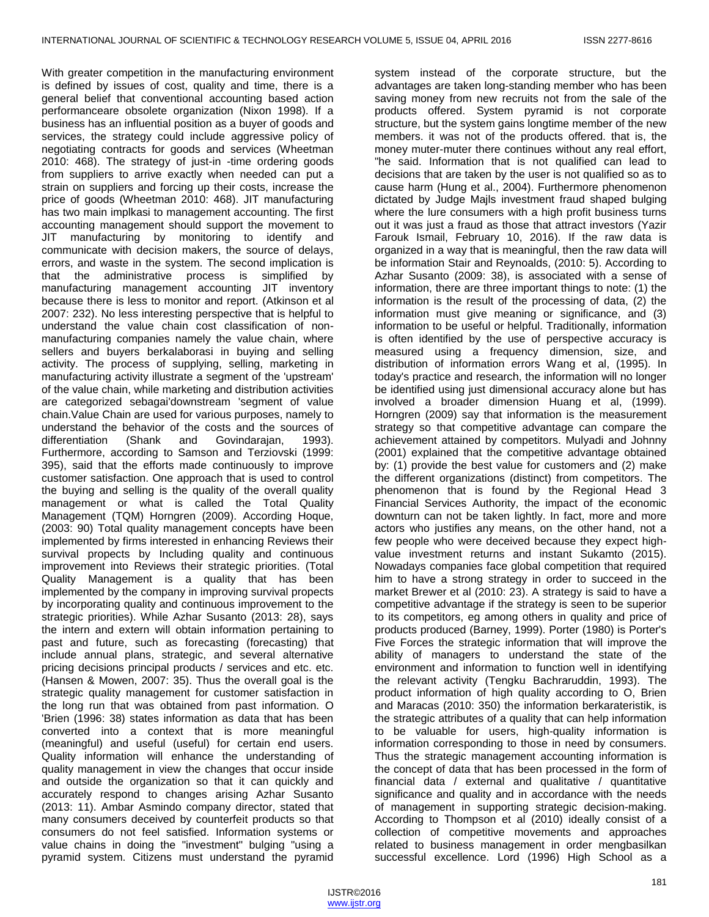With greater competition in the manufacturing environment is defined by issues of cost, quality and time, there is a general belief that conventional accounting based action performanceare obsolete organization (Nixon 1998). If a business has an influential position as a buyer of goods and services, the strategy could include aggressive policy of negotiating contracts for goods and services (Wheetman 2010: 468). The strategy of just-in -time ordering goods from suppliers to arrive exactly when needed can put a strain on suppliers and forcing up their costs, increase the price of goods (Wheetman 2010: 468). JIT manufacturing has two main implkasi to management accounting. The first accounting management should support the movement to JIT manufacturing by monitoring to identify and communicate with decision makers, the source of delays, errors, and waste in the system. The second implication is that the administrative process is simplified by manufacturing management accounting JIT inventory because there is less to monitor and report. (Atkinson et al 2007: 232). No less interesting perspective that is helpful to understand the value chain cost classification of non-manufacturing companies namely the value chain, where sellers and buyers berkalaborasi in buying and selling activity. The process of supplying, selling, marketing in manufacturing activity illustrate a segment of the 'upstream' of the value chain, while marketing and distribution activities are categorized sebagai'downstream 'segment of value chain.Value Chain are used for various purposes, namely to understand the behavior of the costs and the sources of differentiation (Shank and Govindarajan, 1993). Furthermore, according to Samson and Terziovski (1999: 395), said that the efforts made continuously to improve customer satisfaction. One approach that is used to control the buying and selling is the quality of the overall quality management or what is called the Total Quality Management (TQM) Horngren (2009). According Hoque, (2003: 90) Total quality management concepts have been implemented by firms interested in enhancing Reviews their survival propects by Including quality and continuous improvement into Reviews their strategic priorities. (Total Quality Management is a quality that has been implemented by the company in improving survival propects by incorporating quality and continuous improvement to the strategic priorities). While Azhar Susanto (2013: 28), says the intern and extern will obtain information pertaining to past and future, such as forecasting (forecasting) that include annual plans, strategic, and several alternative pricing decisions principal products / services and etc. etc. (Hansen & Mowen, 2007: 35). Thus the overall goal is the strategic quality management for customer satisfaction in the long run that was obtained from past information. O 'Brien (1996: 38) states information as data that has been converted into a context that is more meaningful (meaningful) and useful (useful) for certain end users. Quality information will enhance the understanding of quality management in view the changes that occur inside and outside the organization so that it can quickly and accurately respond to changes arising Azhar Susanto (2013: 11). Ambar Asmindo company director, stated that many consumers deceived by counterfeit products so that consumers do not feel satisfied. Information systems or value chains in doing the "investment" bulging "using a pyramid system. Citizens must understand the pyramid system instead of the corporate structure, but the advantages are taken long-standing member who has been saving money from new recruits not from the sale of the products offered. System pyramid is not corporate structure, but the system gains longtime member of the new members. it was not of the products offered. that is, the money muter-muter there continues without any real effort, "he said. Information that is not qualified can lead to decisions that are taken by the user is not qualified so as to cause harm (Hung et al., 2004). Furthermore phenomenon dictated by Judge Majls investment fraud shaped bulging where the lure consumers with a high profit business turns out it was just a fraud as those that attract investors (Yazir Farouk Ismail, February 10, 2016). If the raw data is organized in a way that is meaningful, then the raw data will be information Stair and Reynoalds, (2010: 5). According to Azhar Susanto (2009: 38), is associated with a sense of information, there are three important things to note: (1) the information is the result of the processing of data, (2) the information must give meaning or significance, and (3) information to be useful or helpful. Traditionally, information is often identified by the use of perspective accuracy is measured using a frequency dimension, size, and distribution of information errors Wang et al, (1995). In today's practice and research, the information will no longer be identified using just dimensional accuracy alone but has involved a broader dimension Huang et al, (1999). Horngren (2009) say that information is the measurement strategy so that competitive advantage can compare the achievement attained by competitors. Mulyadi and Johnny (2001) explained that the competitive advantage obtained by: (1) provide the best value for customers and (2) make the different organizations (distinct) from competitors. The phenomenon that is found by the Regional Head 3 Financial Services Authority, the impact of the economic downturn can not be taken lightly. In fact, more and more actors who justifies any means, on the other hand, not a few people who were deceived because they expect high-value investment returns and instant Sukamto (2015). Nowadays companies face global competition that required him to have a strong strategy in order to succeed in the market Brewer et al (2010: 23). A strategy is said to have a competitive advantage if the strategy is seen to be superior to its competitors, eg among others in quality and price of products produced (Barney, 1999). Porter (1980) is Porter's Five Forces the strategic information that will improve the ability of managers to understand the state of the environment and information to function well in identifying the relevant activity (Tengku Bachraruddin, 1993). The product information of high quality according to O, Brien and Maracas (2010: 350) the information berkarateristik, is the strategic attributes of a quality that can help information to be valuable for users, high-quality information is information corresponding to those in need by consumers. Thus the strategic management accounting information is the concept of data that has been processed in the form of financial data / external and qualitative / quantitative significance and quality and in accordance with the needs of management in supporting strategic decision-making. According to Thompson et al (2010) ideally consist of a collection of competitive movements and approaches related to business management in order mengbasilkan successful excellence. Lord (1996) High School as a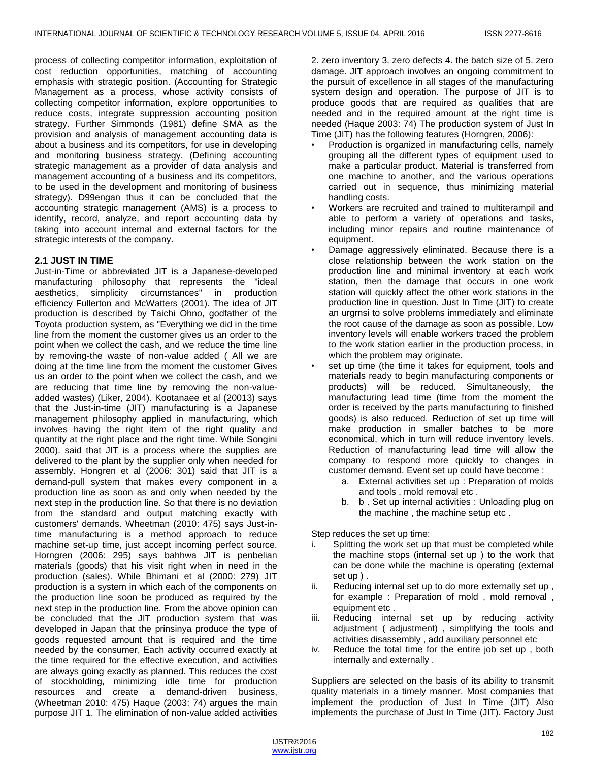process of collecting competitor information, exploitation of cost reduction opportunities, matching of accounting emphasis with strategic position. (Accounting for Strategic Management as a process, whose activity consists of collecting competitor information, explore opportunities to reduce costs, integrate suppression accounting position strategy. Further Simmonds (1981) define SMA as the provision and analysis of management accounting data is about a business and its competitors, for use in developing and monitoring business strategy. (Defining accounting strategic management as a provider of data analysis and management accounting of a business and its competitors, to be used in the development and monitoring of business strategy). D99engan thus it can be concluded that the accounting strategic management (AMS) is a process to identify, record, analyze, and report accounting data by taking into account internal and external factors for the strategic interests of the company.

## 2.1 JUST IN TIME

Just-in-Time or abbreviated JIT is a Japanese-developed manufacturing philosophy that represents the "ideal aesthetics, simplicity circumstances" in production efficiency Fullerton and McWatters (2001). The idea of JIT production is described by Taichi Ohno, godfather of the Toyota production system, as "Everything we did in the time line from the moment the customer gives us an order to the point when we collect the cash, and we reduce the time line by removing-the waste of non-value added ( All we are doing at the time line from the moment the customer Gives us an order to the point when we collect the cash, and we are reducing that time line by removing the non-value-added wastes) (Liker, 2004). Kootanaee et al (20013) says that the Just-in-time (JIT) manufacturing is a Japanese management philosophy applied in manufacturing, which involves having the right item of the right quality and quantity at the right place and the right time. While Songini 2000). said that JIT is a process where the supplies are delivered to the plant by the supplier only when needed for assembly. Hongren et al (2006: 301) said that JIT is a demand-pull system that makes every component in a production line as soon as and only when needed by the next step in the production line. So that there is no deviation from the standard and output matching exactly with customers' demands. Wheetman (2010: 475) says Just-in-time manufacturing is a method approach to reduce machine set-up time, just accept incoming perfect source. Horngren (2006: 295) says bahhwa JIT is penbelian materials (goods) that his visit right when in need in the production (sales). While Bhimani et al (2000: 279) JIT production is a system in which each of the components on the production line soon be produced as required by the next step in the production line. From the above opinion can be concluded that the JIT production system that was developed in Japan that the prinsinya produce the type of goods requested amount that is required and the time needed by the consumer, Each activity occurred exactly at the time required for the effective execution, and activities are always going exactly as planned. This reduces the cost of stockholding, minimizing idle time for production resources and create a demand-driven business, (Wheetman 2010: 475) Haque (2003: 74) argues the main purpose JIT 1. The elimination of non-value added activities 2. zero inventory 3. zero defects 4. the batch size of 5. zero damage. JIT approach involves an ongoing commitment to the pursuit of excellence in all stages of the manufacturing system design and operation. The purpose of JIT is to produce goods that are required as qualities that are needed and in the required amount at the right time is needed (Haque 2003: 74) The production system of Just In Time (JIT) has the following features (Horngren, 2006):

- Production is organized in manufacturing cells, namely grouping all the different types of equipment used to make a particular product. Material is transferred from one machine to another, and the various operations carried out in sequence, thus minimizing material handling costs.
- Workers are recruited and trained to multiterampil and able to perform a variety of operations and tasks, including minor repairs and routine maintenance of equipment.
- Damage aggressively eliminated. Because there is a close relationship between the work station on the production line and minimal inventory at each work station, then the damage that occurs in one work station will quickly affect the other work stations in the production line in question. Just In Time (JIT) to create an urgrnsi to solve problems immediately and eliminate the root cause of the damage as soon as possible. Low inventory levels will enable workers traced the problem to the work station earlier in the production process, in which the problem may originate.
- set up time (the time it takes for equipment, tools and materials ready to begin manufacturing components or products) will be reduced. Simultaneously, the manufacturing lead time (time from the moment the order is received by the parts manufacturing to finished goods) is also reduced. Reduction of set up time will make production in smaller batches to be more economical, which in turn will reduce inventory levels. Reduction of manufacturing lead time will allow the company to respond more quickly to changes in customer demand. Event set up could have become :
    a. External activities set up : Preparation of molds and tools , mold removal etc .
    b. b . Set up internal activities : Unloading plug on the machine , the machine setup etc .

Step reduces the set up time:

i. Splitting the work set up that must be completed while the machine stops (internal set up ) to the work that can be done while the machine is operating (external set up ) .
ii. Reducing internal set up to do more externally set up , for example : Preparation of mold , mold removal , equipment etc .
iii. Reducing internal set up by reducing activity adjustment ( adjustment) , simplifying the tools and activities disassembly , add auxiliary personnel etc
iv. Reduce the total time for the entire job set up , both internally and externally .

Suppliers are selected on the basis of its ability to transmit quality materials in a timely manner. Most companies that implement the production of Just In Time (JIT) Also implements the purchase of Just In Time (JIT). Factory Just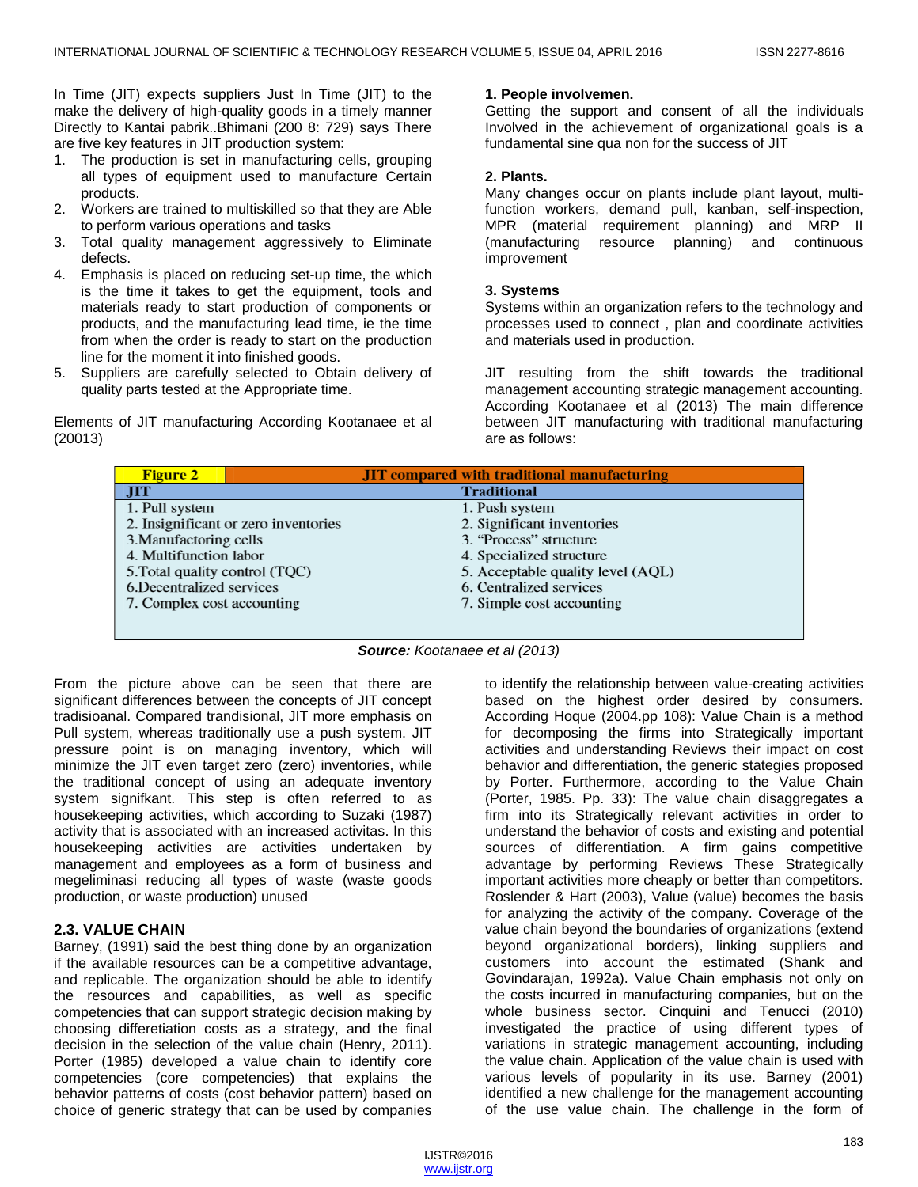In Time (JIT) expects suppliers Just In Time (JIT) to the make the delivery of high-quality goods in a timely manner Directly to Kantai pabrik..Bhimani (200 8: 729) says There are five key features in JIT production system:

1. The production is set in manufacturing cells, grouping all types of equipment used to manufacture Certain products.
2. Workers are trained to multiskilled so that they are Able to perform various operations and tasks
3. Total quality management aggressively to Eliminate defects.
4. Emphasis is placed on reducing set-up time, the which is the time it takes to get the equipment, tools and materials ready to start production of components or products, and the manufacturing lead time, ie the time from when the order is ready to start on the production line for the moment it into finished goods.
5. Suppliers are carefully selected to Obtain delivery of quality parts tested at the Appropriate time.

Elements of JIT manufacturing According Kootanaee et al (20013)

**1. People involvemen.**
Getting the support and consent of all the individuals Involved in the achievement of organizational goals is a fundamental sine qua non for the success of JIT

**2. Plants.**
Many changes occur on plants include plant layout, multi-function workers, demand pull, kanban, self-inspection, MPR (material requirement planning) and MRP II (manufacturing resource planning) and continuous improvement

**3. Systems**
Systems within an organization refers to the technology and processes used to connect , plan and coordinate activities and materials used in production.

JIT resulting from the shift towards the traditional management accounting strategic management accounting. According Kootanaee et al (2013) The main difference between JIT manufacturing with traditional manufacturing are as follows:

| Figure 2 | JIT compared with traditional manufacturing |
|---|---|
| **JIT** | **Traditional** |
| 1. Pull system | 1. Push system |
| 2. Insignificant or zero inventories | 2. Significant inventories |
| 3.Manufactoring cells | 3. "Process" structure |
| 4. Multifunction labor | 4. Specialized structure |
| 5.Total quality control (TQC) | 5. Acceptable quality level (AQL) |
| 6.Decentralized services | 6. Centralized services |
| 7. Complex cost accounting | 7. Simple cost accounting |

***Source:** Kootanaee et al (2013)*

From the picture above can be seen that there are significant differences between the concepts of JIT concept tradisioanal. Compared trandisional, JIT more emphasis on Pull system, whereas traditionally use a push system. JIT pressure point is on managing inventory, which will minimize the JIT even target zero (zero) inventories, while the traditional concept of using an adequate inventory system signifkant. This step is often referred to as housekeeping activities, which according to Suzaki (1987) activity that is associated with an increased activitas. In this housekeeping activities are activities undertaken by management and employees as a form of business and megeliminasi reducing all types of waste (waste goods production, or waste production) unused

### 2.3. VALUE CHAIN

Barney, (1991) said the best thing done by an organization if the available resources can be a competitive advantage, and replicable. The organization should be able to identify the resources and capabilities, as well as specific competencies that can support strategic decision making by choosing differetiation costs as a strategy, and the final decision in the selection of the value chain (Henry, 2011). Porter (1985) developed a value chain to identify core competencies (core competencies) that explains the behavior patterns of costs (cost behavior pattern) based on choice of generic strategy that can be used by companies to identify the relationship between value-creating activities based on the highest order desired by consumers. According Hoque (2004.pp 108): Value Chain is a method for decomposing the firms into Strategically important activities and understanding Reviews their impact on cost behavior and differentiation, the generic stategies proposed by Porter. Furthermore, according to the Value Chain (Porter, 1985. Pp. 33): The value chain disaggregates a firm into its Strategically relevant activities in order to understand the behavior of costs and existing and potential sources of differentiation. A firm gains competitive advantage by performing Reviews These Strategically important activities more cheaply or better than competitors. Roslender & Hart (2003), Value (value) becomes the basis for analyzing the activity of the company. Coverage of the value chain beyond the boundaries of organizations (extend beyond organizational borders), linking suppliers and customers into account the estimated (Shank and Govindarajan, 1992a). Value Chain emphasis not only on the costs incurred in manufacturing companies, but on the whole business sector. Cinquini and Tenucci (2010) investigated the practice of using different types of variations in strategic management accounting, including the value chain. Application of the value chain is used with various levels of popularity in its use. Barney (2001) identified a new challenge for the management accounting of the use value chain. The challenge in the form of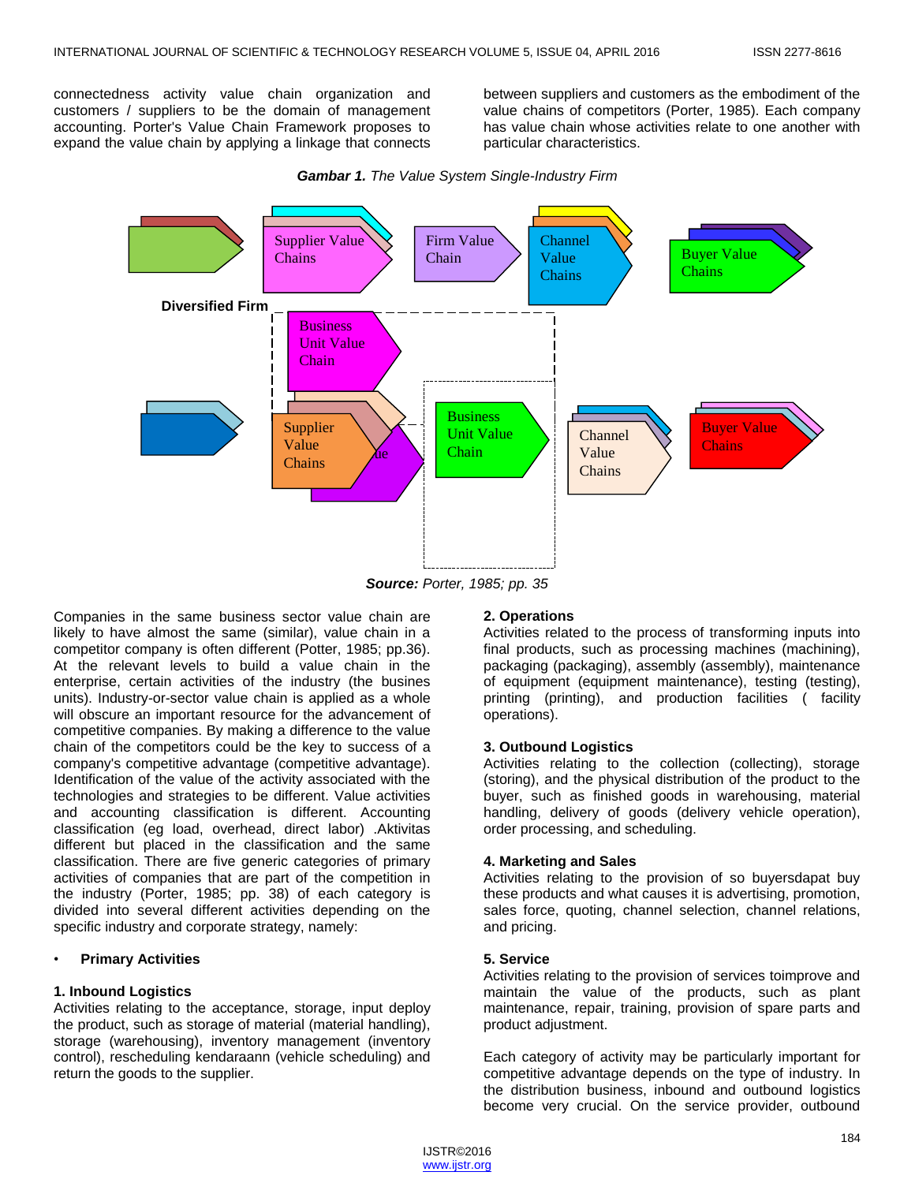connectedness activity value chain organization and customers / suppliers to be the domain of management accounting. Porter's Value Chain Framework proposes to expand the value chain by applying a linkage that connects between suppliers and customers as the embodiment of the value chains of competitors (Porter, 1985). Each company has value chain whose activities relate to one another with particular characteristics.

***Gambar 1.*** *The Value System Single-Industry Firm*

Supplier Value Chains | Firm Value Chain | Channel Value Chains | Buyer Value Chains

Diversified Firm

Business Unit Value Chain | Supplier Value Chains | Business Unit Value Chain | Channel Value Chains | Buyer Value Chains

***Source:*** *Porter, 1985; pp. 35*

Companies in the same business sector value chain are likely to have almost the same (similar), value chain in a competitor company is often different (Potter, 1985; pp.36). At the relevant levels to build a value chain in the enterprise, certain activities of the industry (the busines units). Industry-or-sector value chain is applied as a whole will obscure an important resource for the advancement of competitive companies. By making a difference to the value chain of the competitors could be the key to success of a company's competitive advantage (competitive advantage). Identification of the value of the activity associated with the technologies and strategies to be different. Value activities and accounting classification is different. Accounting classification (eg load, overhead, direct labor) .Aktivitas different but placed in the classification and the same classification. There are five generic categories of primary activities of companies that are part of the competition in the industry (Porter, 1985; pp. 38) of each category is divided into several different activities depending on the specific industry and corporate strategy, namely:

- **Primary Activities**

**1. Inbound Logistics**
Activities relating to the acceptance, storage, input deploy the product, such as storage of material (material handling), storage (warehousing), inventory management (inventory control), rescheduling kendaraann (vehicle scheduling) and return the goods to the supplier.

**2. Operations**
Activities related to the process of transforming inputs into final products, such as processing machines (machining), packaging (packaging), assembly (assembly), maintenance of equipment (equipment maintenance), testing (testing), printing (printing), and production facilities ( facility operations).

**3. Outbound Logistics**
Activities relating to the collection (collecting), storage (storing), and the physical distribution of the product to the buyer, such as finished goods in warehousing, material handling, delivery of goods (delivery vehicle operation), order processing, and scheduling.

**4. Marketing and Sales**
Activities relating to the provision of so buyersdapat buy these products and what causes it is advertising, promotion, sales force, quoting, channel selection, channel relations, and pricing.

**5. Service**
Activities relating to the provision of services toimprove and maintain the value of the products, such as plant maintenance, repair, training, provision of spare parts and product adjustment.

Each category of activity may be particularly important for competitive advantage depends on the type of industry. In the distribution business, inbound and outbound logistics become very crucial. On the service provider, outbound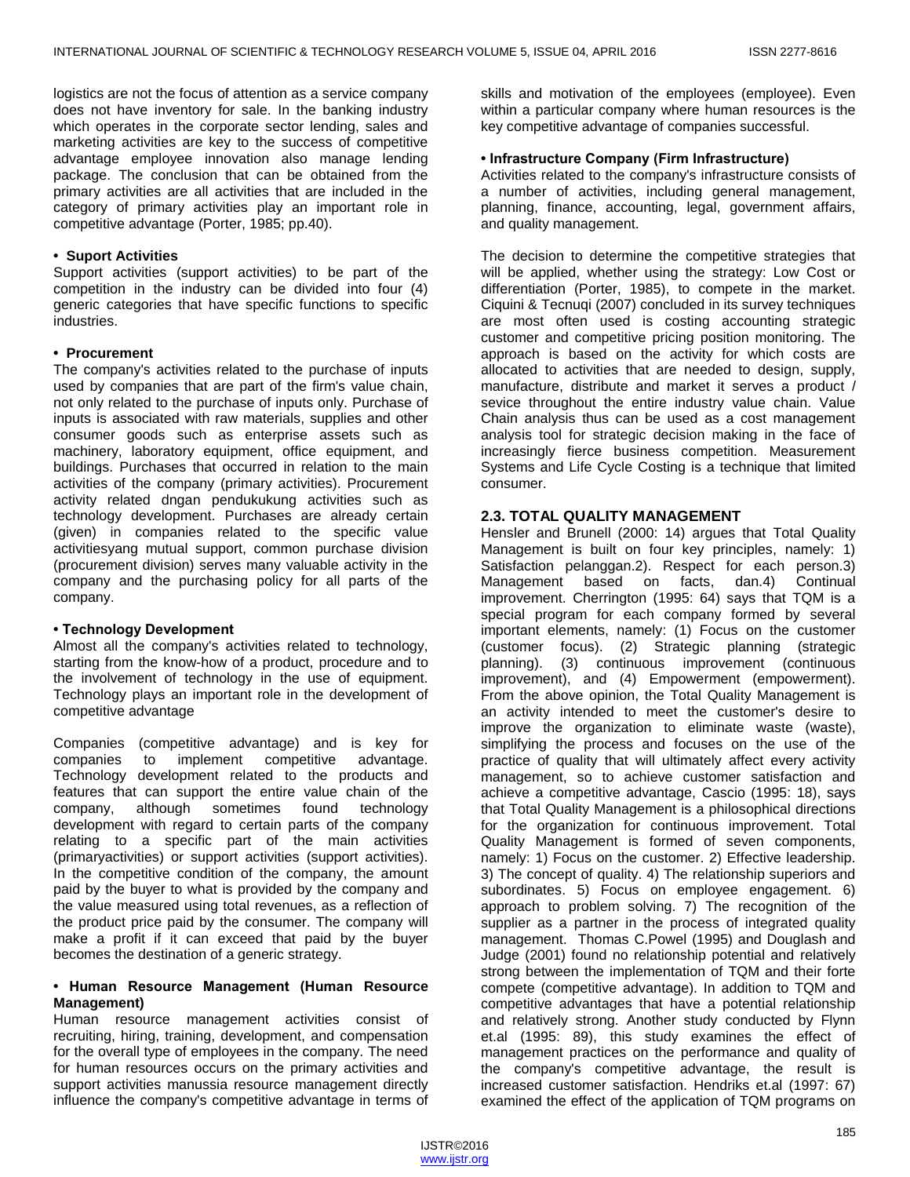logistics are not the focus of attention as a service company does not have inventory for sale. In the banking industry which operates in the corporate sector lending, sales and marketing activities are key to the success of competitive advantage employee innovation also manage lending package. The conclusion that can be obtained from the primary activities are all activities that are included in the category of primary activities play an important role in competitive advantage (Porter, 1985; pp.40).

**• Suport Activities**

Support activities (support activities) to be part of the competition in the industry can be divided into four (4) generic categories that have specific functions to specific industries.

**• Procurement**

The company's activities related to the purchase of inputs used by companies that are part of the firm's value chain, not only related to the purchase of inputs only. Purchase of inputs is associated with raw materials, supplies and other consumer goods such as enterprise assets such as machinery, laboratory equipment, office equipment, and buildings. Purchases that occurred in relation to the main activities of the company (primary activities). Procurement activity related dngan pendukukung activities such as technology development. Purchases are already certain (given) in companies related to the specific value activitiesyang mutual support, common purchase division (procurement division) serves many valuable activity in the company and the purchasing policy for all parts of the company.

**• Technology Development**

Almost all the company's activities related to technology, starting from the know-how of a product, procedure and to the involvement of technology in the use of equipment. Technology plays an important role in the development of competitive advantage

Companies (competitive advantage) and is key for companies to implement competitive advantage. Technology development related to the products and features that can support the entire value chain of the company, although sometimes found technology development with regard to certain parts of the company relating to a specific part of the main activities (primaryactivities) or support activities (support activities). In the competitive condition of the company, the amount paid by the buyer to what is provided by the company and the value measured using total revenues, as a reflection of the product price paid by the consumer. The company will make a profit if it can exceed that paid by the buyer becomes the destination of a generic strategy.

**• Human Resource Management (Human Resource Management)**

Human resource management activities consist of recruiting, hiring, training, development, and compensation for the overall type of employees in the company. The need for human resources occurs on the primary activities and support activities manussia resource management directly influence the company's competitive advantage in terms of skills and motivation of the employees (employee). Even within a particular company where human resources is the key competitive advantage of companies successful.

**• Infrastructure Company (Firm Infrastructure)**

Activities related to the company's infrastructure consists of a number of activities, including general management, planning, finance, accounting, legal, government affairs, and quality management.

The decision to determine the competitive strategies that will be applied, whether using the strategy: Low Cost or differentiation (Porter, 1985), to compete in the market. Ciquini & Tecnuqi (2007) concluded in its survey techniques are most often used is costing accounting strategic customer and competitive pricing position monitoring. The approach is based on the activity for which costs are allocated to activities that are needed to design, supply, manufacture, distribute and market it serves a product / sevice throughout the entire industry value chain. Value Chain analysis thus can be used as a cost management analysis tool for strategic decision making in the face of increasingly fierce business competition. Measurement Systems and Life Cycle Costing is a technique that limited consumer.

## 2.3. TOTAL QUALITY MANAGEMENT

Hensler and Brunell (2000: 14) argues that Total Quality Management is built on four key principles, namely: 1) Satisfaction pelanggan.2). Respect for each person.3) Management based on facts, dan.4) Continual improvement. Cherrington (1995: 64) says that TQM is a special program for each company formed by several important elements, namely: (1) Focus on the customer (customer focus). (2) Strategic planning (strategic planning). (3) continuous improvement (continuous improvement), and (4) Empowerment (empowerment). From the above opinion, the Total Quality Management is an activity intended to meet the customer's desire to improve the organization to eliminate waste (waste), simplifying the process and focuses on the use of the practice of quality that will ultimately affect every activity management, so to achieve customer satisfaction and achieve a competitive advantage, Cascio (1995: 18), says that Total Quality Management is a philosophical directions for the organization for continuous improvement. Total Quality Management is formed of seven components, namely: 1) Focus on the customer. 2) Effective leadership. 3) The concept of quality. 4) The relationship superiors and subordinates. 5) Focus on employee engagement. 6) approach to problem solving. 7) The recognition of the supplier as a partner in the process of integrated quality management. Thomas C.Powel (1995) and Douglash and Judge (2001) found no relationship potential and relatively strong between the implementation of TQM and their forte compete (competitive advantage). In addition to TQM and competitive advantages that have a potential relationship and relatively strong. Another study conducted by Flynn et.al (1995: 89), this study examines the effect of management practices on the performance and quality of the company's competitive advantage, the result is increased customer satisfaction. Hendriks et.al (1997: 67) examined the effect of the application of TQM programs on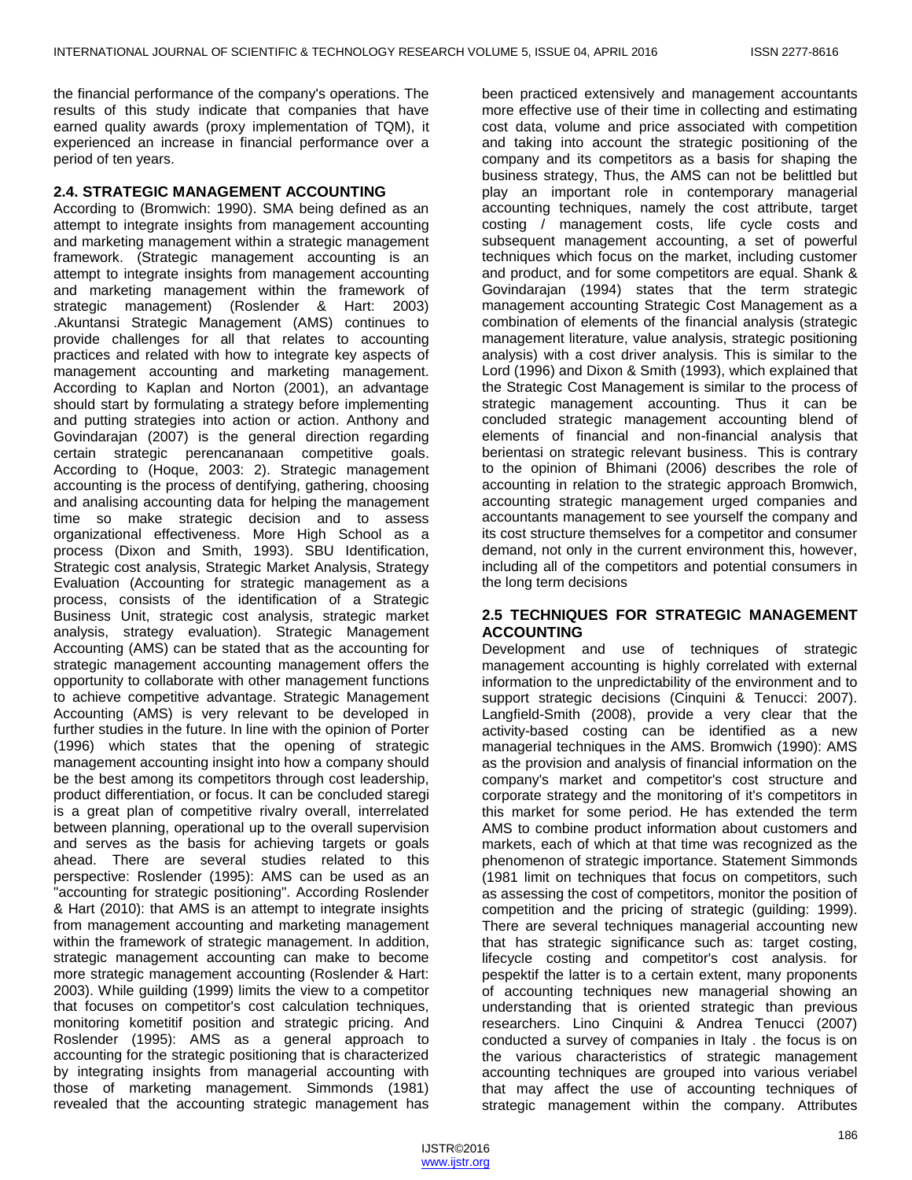the financial performance of the company's operations. The results of this study indicate that companies that have earned quality awards (proxy implementation of TQM), it experienced an increase in financial performance over a period of ten years.

## 2.4. STRATEGIC MANAGEMENT ACCOUNTING

According to (Bromwich: 1990). SMA being defined as an attempt to integrate insights from management accounting and marketing management within a strategic management framework. (Strategic management accounting is an attempt to integrate insights from management accounting and marketing management within the framework of strategic management) (Roslender & Hart: 2003) .Akuntansi Strategic Management (AMS) continues to provide challenges for all that relates to accounting practices and related with how to integrate key aspects of management accounting and marketing management. According to Kaplan and Norton (2001), an advantage should start by formulating a strategy before implementing and putting strategies into action or action. Anthony and Govindarajan (2007) is the general direction regarding certain strategic perencananaan competitive goals. According to (Hoque, 2003: 2). Strategic management accounting is the process of dentifying, gathering, choosing and analising accounting data for helping the management time so make strategic decision and to assess organizational effectiveness. More High School as a process (Dixon and Smith, 1993). SBU Identification, Strategic cost analysis, Strategic Market Analysis, Strategy Evaluation (Accounting for strategic management as a process, consists of the identification of a Strategic Business Unit, strategic cost analysis, strategic market analysis, strategy evaluation). Strategic Management Accounting (AMS) can be stated that as the accounting for strategic management accounting management offers the opportunity to collaborate with other management functions to achieve competitive advantage. Strategic Management Accounting (AMS) is very relevant to be developed in further studies in the future. In line with the opinion of Porter (1996) which states that the opening of strategic management accounting insight into how a company should be the best among its competitors through cost leadership, product differentiation, or focus. It can be concluded staregi is a great plan of competitive rivalry overall, interrelated between planning, operational up to the overall supervision and serves as the basis for achieving targets or goals ahead. There are several studies related to this perspective: Roslender (1995): AMS can be used as an "accounting for strategic positioning". According Roslender & Hart (2010): that AMS is an attempt to integrate insights from management accounting and marketing management within the framework of strategic management. In addition, strategic management accounting can make to become more strategic management accounting (Roslender & Hart: 2003). While guilding (1999) limits the view to a competitor that focuses on competitor's cost calculation techniques, monitoring kometitif position and strategic pricing. And Roslender (1995): AMS as a general approach to accounting for the strategic positioning that is characterized by integrating insights from managerial accounting with those of marketing management. Simmonds (1981) revealed that the accounting strategic management has been practiced extensively and management accountants more effective use of their time in collecting and estimating cost data, volume and price associated with competition and taking into account the strategic positioning of the company and its competitors as a basis for shaping the business strategy, Thus, the AMS can not be belittled but play an important role in contemporary managerial accounting techniques, namely the cost attribute, target costing / management costs, life cycle costs and subsequent management accounting, a set of powerful techniques which focus on the market, including customer and product, and for some competitors are equal. Shank & Govindarajan (1994) states that the term strategic management accounting Strategic Cost Management as a combination of elements of the financial analysis (strategic management literature, value analysis, strategic positioning analysis) with a cost driver analysis. This is similar to the Lord (1996) and Dixon & Smith (1993), which explained that the Strategic Cost Management is similar to the process of strategic management accounting. Thus it can be concluded strategic management accounting blend of elements of financial and non-financial analysis that berientasi on strategic relevant business. This is contrary to the opinion of Bhimani (2006) describes the role of accounting in relation to the strategic approach Bromwich, accounting strategic management urged companies and accountants management to see yourself the company and its cost structure themselves for a competitor and consumer demand, not only in the current environment this, however, including all of the competitors and potential consumers in the long term decisions

## 2.5 TECHNIQUES FOR STRATEGIC MANAGEMENT ACCOUNTING

Development and use of techniques of strategic management accounting is highly correlated with external information to the unpredictability of the environment and to support strategic decisions (Cinquini & Tenucci: 2007). Langfield-Smith (2008), provide a very clear that the activity-based costing can be identified as a new managerial techniques in the AMS. Bromwich (1990): AMS as the provision and analysis of financial information on the company's market and competitor's cost structure and corporate strategy and the monitoring of it's competitors in this market for some period. He has extended the term AMS to combine product information about customers and markets, each of which at that time was recognized as the phenomenon of strategic importance. Statement Simmonds (1981 limit on techniques that focus on competitors, such as assessing the cost of competitors, monitor the position of competition and the pricing of strategic (guilding: 1999). There are several techniques managerial accounting new that has strategic significance such as: target costing, lifecycle costing and competitor's cost analysis. for pespektif the latter is to a certain extent, many proponents of accounting techniques new managerial showing an understanding that is oriented strategic than previous researchers. Lino Cinquini & Andrea Tenucci (2007) conducted a survey of companies in Italy . the focus is on the various characteristics of strategic management accounting techniques are grouped into various veriabel that may affect the use of accounting techniques of strategic management within the company. Attributes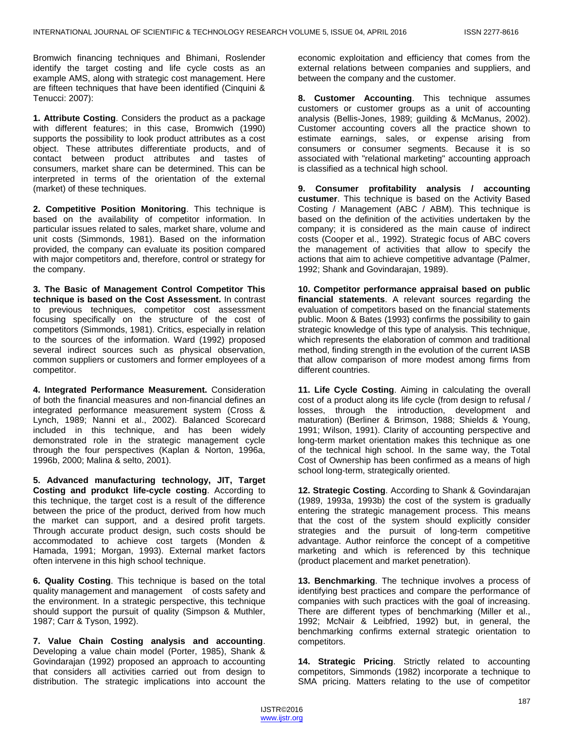Bromwich financing techniques and Bhimani, Roslender identify the target costing and life cycle costs as an example AMS, along with strategic cost management. Here are fifteen techniques that have been identified (Cinquini & Tenucci: 2007):

**1. Attribute Costing**. Considers the product as a package with different features; in this case, Bromwich (1990) supports the possibility to look product attributes as a cost object. These attributes differentiate products, and of contact between product attributes and tastes of consumers, market share can be determined. This can be interpreted in terms of the orientation of the external (market) of these techniques.

**2. Competitive Position Monitoring**. This technique is based on the availability of competitor information. In particular issues related to sales, market share, volume and unit costs (Simmonds, 1981). Based on the information provided, the company can evaluate its position compared with major competitors and, therefore, control or strategy for the company.

**3. The Basic of Management Control Competitor This technique is based on the Cost Assessment.** In contrast to previous techniques, competitor cost assessment focusing specifically on the structure of the cost of competitors (Simmonds, 1981). Critics, especially in relation to the sources of the information. Ward (1992) proposed several indirect sources such as physical observation, common suppliers or customers and former employees of a competitor.

**4. Integrated Performance Measurement.** Consideration of both the financial measures and non-financial defines an integrated performance measurement system (Cross & Lynch, 1989; Nanni et al., 2002). Balanced Scorecard included in this technique, and has been widely demonstrated role in the strategic management cycle through the four perspectives (Kaplan & Norton, 1996a, 1996b, 2000; Malina & selto, 2001).

**5. Advanced manufacturing technology, JIT, Target Costing and produkct life-cycle costing**. According to this technique, the target cost is a result of the difference between the price of the product, derived from how much the market can support, and a desired profit targets. Through accurate product design, such costs should be accommodated to achieve cost targets (Monden & Hamada, 1991; Morgan, 1993). External market factors often intervene in this high school technique.

**6. Quality Costing**. This technique is based on the total quality management and management of costs safety and the environment. In a strategic perspective, this technique should support the pursuit of quality (Simpson & Muthler, 1987; Carr & Tyson, 1992).

**7. Value Chain Costing analysis and accounting**. Developing a value chain model (Porter, 1985), Shank & Govindarajan (1992) proposed an approach to accounting that considers all activities carried out from design to distribution. The strategic implications into account the economic exploitation and efficiency that comes from the external relations between companies and suppliers, and between the company and the customer.

**8. Customer Accounting**. This technique assumes customers or customer groups as a unit of accounting analysis (Bellis-Jones, 1989; guilding & McManus, 2002). Customer accounting covers all the practice shown to estimate earnings, sales, or expense arising from consumers or consumer segments. Because it is so associated with "relational marketing" accounting approach is classified as a technical high school.

**9. Consumer profitability analysis / accounting custumer**. This technique is based on the Activity Based Costing / Management (ABC / ABM). This technique is based on the definition of the activities undertaken by the company; it is considered as the main cause of indirect costs (Cooper et al., 1992). Strategic focus of ABC covers the management of activities that allow to specify the actions that aim to achieve competitive advantage (Palmer, 1992; Shank and Govindarajan, 1989).

**10. Competitor performance appraisal based on public financial statements**. A relevant sources regarding the evaluation of competitors based on the financial statements public. Moon & Bates (1993) confirms the possibility to gain strategic knowledge of this type of analysis. This technique, which represents the elaboration of common and traditional method, finding strength in the evolution of the current IASB that allow comparison of more modest among firms from different countries.

**11. Life Cycle Costing**. Aiming in calculating the overall cost of a product along its life cycle (from design to refusal / losses, through the introduction, development and maturation) (Berliner & Brimson, 1988; Shields & Young, 1991; Wilson, 1991). Clarity of accounting perspective and long-term market orientation makes this technique as one of the technical high school. In the same way, the Total Cost of Ownership has been confirmed as a means of high school long-term, strategically oriented.

**12. Strategic Costing**. According to Shank & Govindarajan (1989, 1993a, 1993b) the cost of the system is gradually entering the strategic management process. This means that the cost of the system should explicitly consider strategies and the pursuit of long-term competitive advantage. Author reinforce the concept of a competitive marketing and which is referenced by this technique (product placement and market penetration).

**13. Benchmarking**. The technique involves a process of identifying best practices and compare the performance of companies with such practices with the goal of increasing. There are different types of benchmarking (Miller et al., 1992; McNair & Leibfried, 1992) but, in general, the benchmarking confirms external strategic orientation to competitors.

**14. Strategic Pricing**. Strictly related to accounting competitors, Simmonds (1982) incorporate a technique to SMA pricing. Matters relating to the use of competitor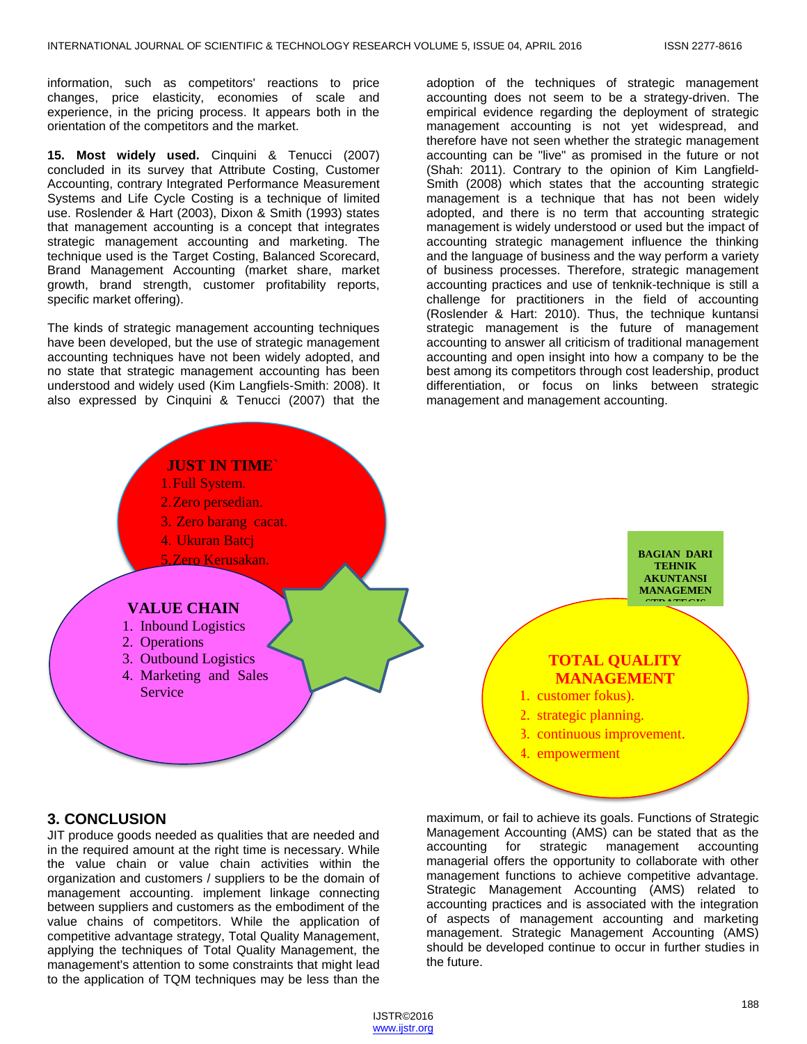information, such as competitors' reactions to price changes, price elasticity, economies of scale and experience, in the pricing process. It appears both in the orientation of the competitors and the market.

**15. Most widely used.** Cinquini & Tenucci (2007) concluded in its survey that Attribute Costing, Customer Accounting, contrary Integrated Performance Measurement Systems and Life Cycle Costing is a technique of limited use. Roslender & Hart (2003), Dixon & Smith (1993) states that management accounting is a concept that integrates strategic management accounting and marketing. The technique used is the Target Costing, Balanced Scorecard, Brand Management Accounting (market share, market growth, brand strength, customer profitability reports, specific market offering).

The kinds of strategic management accounting techniques have been developed, but the use of strategic management accounting techniques have not been widely adopted, and no state that strategic management accounting has been understood and widely used (Kim Langfiels-Smith: 2008). It also expressed by Cinquini & Tenucci (2007) that the adoption of the techniques of strategic management accounting does not seem to be a strategy-driven. The empirical evidence regarding the deployment of strategic management accounting is not yet widespread, and therefore have not seen whether the strategic management accounting can be "live" as promised in the future or not (Shah: 2011). Contrary to the opinion of Kim Langfield-Smith (2008) which states that the accounting strategic management is a technique that has not been widely adopted, and there is no term that accounting strategic management is widely understood or used but the impact of accounting strategic management influence the thinking and the language of business and the way perform a variety of business processes. Therefore, strategic management accounting practices and use of tenknik-technique is still a challenge for practitioners in the field of accounting (Roslender & Hart: 2010). Thus, the technique kuntansi strategic management is the future of management accounting to answer all criticism of traditional management accounting and open insight into how a company to be the best among its competitors through cost leadership, product differentiation, or focus on links between strategic management and management accounting.

**JUST IN TIME`**
1. Full System.
2. Zero persedian.
3. Zero barang cacat.
4. Ukuran Batcj
5. Zero Kerusakan.

**VALUE CHAIN**
1. Inbound Logistics
2. Operations
3. Outbound Logistics
4. Marketing and Sales Service

**BAGIAN DARI TEHNIK AKUNTANSI MANAGEMEN STRATEGIS**

**TOTAL QUALITY MANAGEMENT**
1. customer fokus).
2. strategic planning.
3. continuous improvement.
4. empowerment

## 3. CONCLUSION

JIT produce goods needed as qualities that are needed and in the required amount at the right time is necessary. While the value chain or value chain activities within the organization and customers / suppliers to be the domain of management accounting. implement linkage connecting between suppliers and customers as the embodiment of the value chains of competitors. While the application of competitive advantage strategy, Total Quality Management, applying the techniques of Total Quality Management, the management's attention to some constraints that might lead to the application of TQM techniques may be less than the maximum, or fail to achieve its goals. Functions of Strategic Management Accounting (AMS) can be stated that as the accounting for strategic management accounting managerial offers the opportunity to collaborate with other management functions to achieve competitive advantage. Strategic Management Accounting (AMS) related to accounting practices and is associated with the integration of aspects of management accounting and marketing management. Strategic Management Accounting (AMS) should be developed continue to occur in further studies in the future.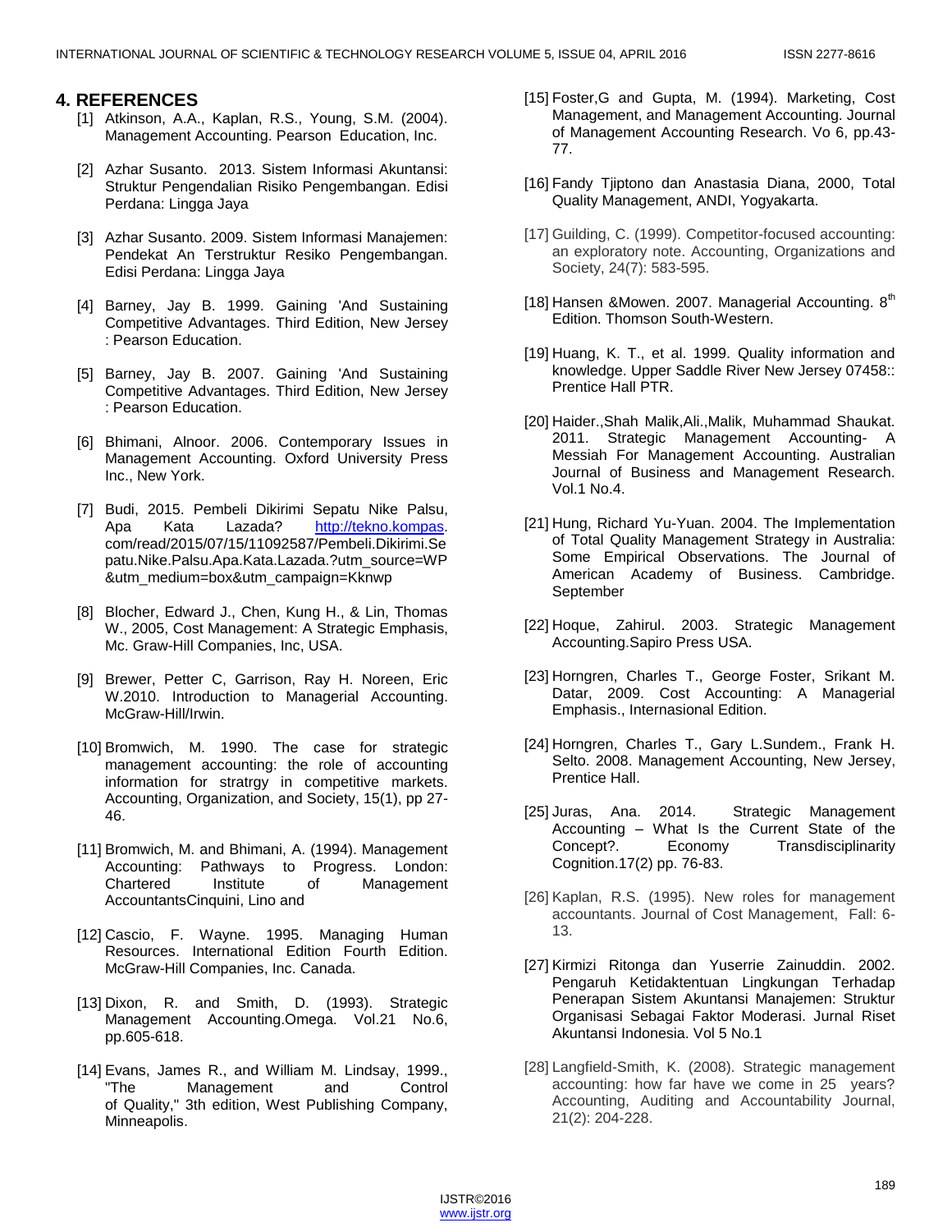## 4. REFERENCES

[1] Atkinson, A.A., Kaplan, R.S., Young, S.M. (2004). Management Accounting. Pearson Education, Inc.

[2] Azhar Susanto. 2013. Sistem Informasi Akuntansi: Struktur Pengendalian Risiko Pengembangan. Edisi Perdana: Lingga Jaya

[3] Azhar Susanto. 2009. Sistem Informasi Manajemen: Pendekat An Terstruktur Resiko Pengembangan. Edisi Perdana: Lingga Jaya

[4] Barney, Jay B. 1999. Gaining 'And Sustaining Competitive Advantages. Third Edition, New Jersey : Pearson Education.

[5] Barney, Jay B. 2007. Gaining 'And Sustaining Competitive Advantages. Third Edition, New Jersey : Pearson Education.

[6] Bhimani, Alnoor. 2006. Contemporary Issues in Management Accounting. Oxford University Press Inc., New York.

[7] Budi, 2015. Pembeli Dikirimi Sepatu Nike Palsu, Apa Kata Lazada? http://tekno.kompas.com/read/2015/07/15/11092587/Pembeli.Dikirimi.Sepatu.Nike.Palsu.Apa.Kata.Lazada.?utm_source=WP&utm_medium=box&utm_campaign=Kknwp

[8] Blocher, Edward J., Chen, Kung H., & Lin, Thomas W., 2005, Cost Management: A Strategic Emphasis, Mc. Graw-Hill Companies, Inc, USA.

[9] Brewer, Petter C, Garrison, Ray H. Noreen, Eric W.2010. Introduction to Managerial Accounting. McGraw-Hill/Irwin.

[10] Bromwich, M. 1990. The case for strategic management accounting: the role of accounting information for stratrgy in competitive markets. Accounting, Organization, and Society, 15(1), pp 27-46.

[11] Bromwich, M. and Bhimani, A. (1994). Management Accounting: Pathways to Progress. London: Chartered Institute of Management AccountantsCinquini, Lino and

[12] Cascio, F. Wayne. 1995. Managing Human Resources. International Edition Fourth Edition. McGraw-Hill Companies, Inc. Canada.

[13] Dixon, R. and Smith, D. (1993). Strategic Management Accounting.Omega. Vol.21 No.6, pp.605-618.

[14] Evans, James R., and William M. Lindsay, 1999., "The Management and Control of Quality," 3th edition, West Publishing Company, Minneapolis.

[15] Foster,G and Gupta, M. (1994). Marketing, Cost Management, and Management Accounting. Journal of Management Accounting Research. Vo 6, pp.43-77.

[16] Fandy Tjiptono dan Anastasia Diana, 2000, Total Quality Management, ANDI, Yogyakarta.

[17] Guilding, C. (1999). Competitor-focused accounting: an exploratory note. Accounting, Organizations and Society, 24(7): 583-595.

[18] Hansen &Mowen. 2007. Managerial Accounting. 8th Edition. Thomson South-Western.

[19] Huang, K. T., et al. 1999. Quality information and knowledge. Upper Saddle River New Jersey 07458:: Prentice Hall PTR.

[20] Haider.,Shah Malik,Ali.,Malik, Muhammad Shaukat. 2011. Strategic Management Accounting- A Messiah For Management Accounting. Australian Journal of Business and Management Research. Vol.1 No.4.

[21] Hung, Richard Yu-Yuan. 2004. The Implementation of Total Quality Management Strategy in Australia: Some Empirical Observations. The Journal of American Academy of Business. Cambridge. September

[22] Hoque, Zahirul. 2003. Strategic Management Accounting.Sapiro Press USA.

[23] Horngren, Charles T., George Foster, Srikant M. Datar, 2009. Cost Accounting: A Managerial Emphasis., Internasional Edition.

[24] Horngren, Charles T., Gary L.Sundem., Frank H. Selto. 2008. Management Accounting, New Jersey, Prentice Hall.

[25] Juras, Ana. 2014. Strategic Management Accounting – What Is the Current State of the Concept?. Economy Transdisciplinarity Cognition.17(2) pp. 76-83.

[26] Kaplan, R.S. (1995). New roles for management accountants. Journal of Cost Management, Fall: 6-13.

[27] Kirmizi Ritonga dan Yuserrie Zainuddin. 2002. Pengaruh Ketidaktentuan Lingkungan Terhadap Penerapan Sistem Akuntansi Manajemen: Struktur Organisasi Sebagai Faktor Moderasi. Jurnal Riset Akuntansi Indonesia. Vol 5 No.1

[28] Langfield-Smith, K. (2008). Strategic management accounting: how far have we come in 25 years? Accounting, Auditing and Accountability Journal, 21(2): 204-228.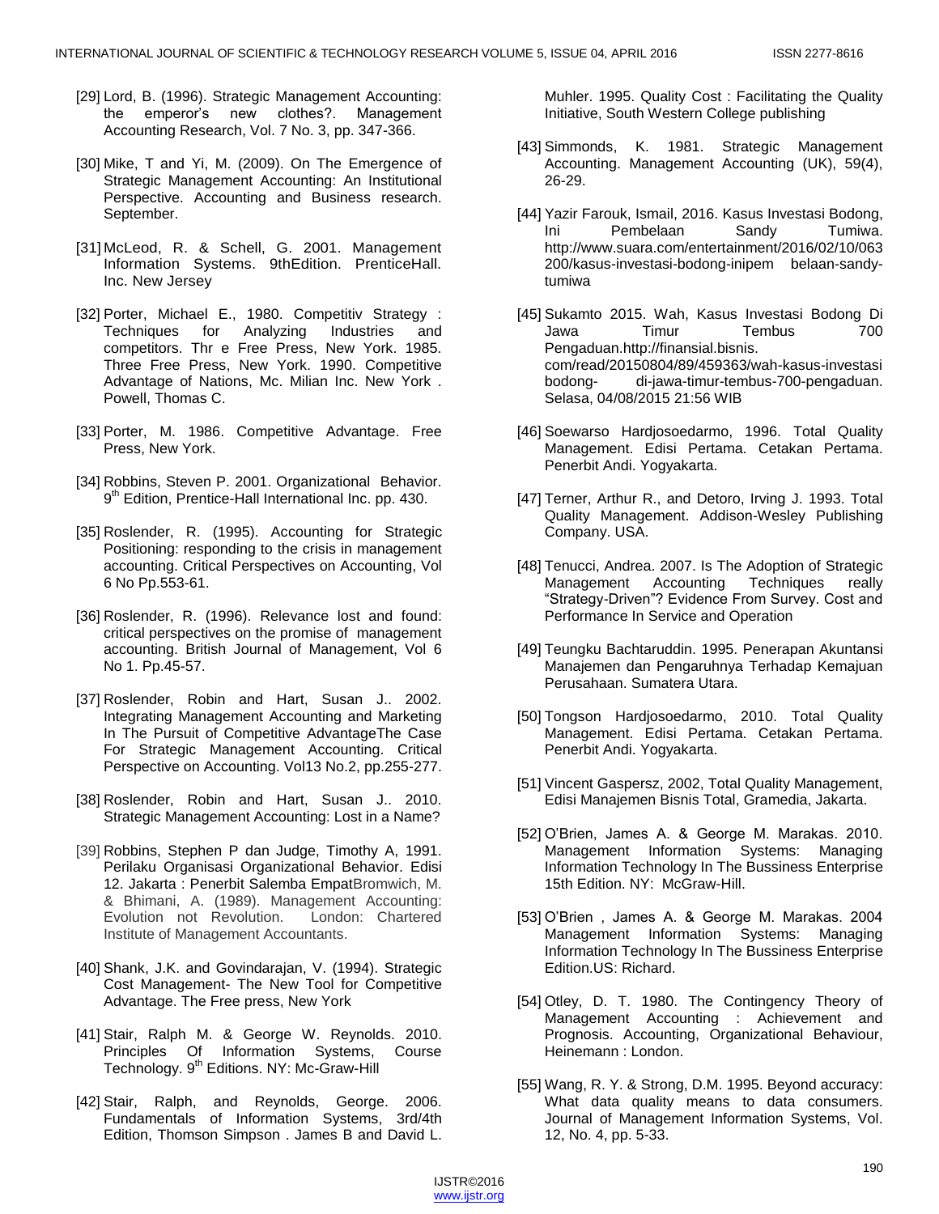[29] Lord, B. (1996). Strategic Management Accounting: the emperor's new clothes?. Management Accounting Research, Vol. 7 No. 3, pp. 347-366.

[30] Mike, T and Yi, M. (2009). On The Emergence of Strategic Management Accounting: An Institutional Perspective. Accounting and Business research. September.

[31] McLeod, R. & Schell, G. 2001. Management Information Systems. 9thEdition. PrenticeHall. Inc. New Jersey

[32] Porter, Michael E., 1980. Competitiv Strategy : Techniques for Analyzing Industries and competitors. Thr e Free Press, New York. 1985. Three Free Press, New York. 1990. Competitive Advantage of Nations, Mc. Milian Inc. New York . Powell, Thomas C.

[33] Porter, M. 1986. Competitive Advantage. Free Press, New York.

[34] Robbins, Steven P. 2001. Organizational Behavior. 9th Edition, Prentice-Hall International Inc. pp. 430.

[35] Roslender, R. (1995). Accounting for Strategic Positioning: responding to the crisis in management accounting. Critical Perspectives on Accounting, Vol 6 No Pp.553-61.

[36] Roslender, R. (1996). Relevance lost and found: critical perspectives on the promise of management accounting. British Journal of Management, Vol 6 No 1. Pp.45-57.

[37] Roslender, Robin and Hart, Susan J.. 2002. Integrating Management Accounting and Marketing In The Pursuit of Competitive AdvantageThe Case For Strategic Management Accounting. Critical Perspective on Accounting. Vol13 No.2, pp.255-277.

[38] Roslender, Robin and Hart, Susan J.. 2010. Strategic Management Accounting: Lost in a Name?

[39] Robbins, Stephen P dan Judge, Timothy A, 1991. Perilaku Organisasi Organizational Behavior. Edisi 12. Jakarta : Penerbit Salemba EmpatBromwich, M. & Bhimani, A. (1989). Management Accounting: Evolution not Revolution. London: Chartered Institute of Management Accountants.

[40] Shank, J.K. and Govindarajan, V. (1994). Strategic Cost Management- The New Tool for Competitive Advantage. The Free press, New York

[41] Stair, Ralph M. & George W. Reynolds. 2010. Principles Of Information Systems, Course Technology. 9th Editions. NY: Mc-Graw-Hill

[42] Stair, Ralph, and Reynolds, George. 2006. Fundamentals of Information Systems, 3rd/4th Edition, Thomson Simpson . James B and David L. Muhler. 1995. Quality Cost : Facilitating the Quality Initiative, South Western College publishing

[43] Simmonds, K. 1981. Strategic Management Accounting. Management Accounting (UK), 59(4), 26-29.

[44] Yazir Farouk, Ismail, 2016. Kasus Investasi Bodong, Ini Pembelaan Sandy Tumiwa. http://www.suara.com/entertainment/2016/02/10/063200/kasus-investasi-bodong-inipem belaan-sandy-tumiwa

[45] Sukamto 2015. Wah, Kasus Investasi Bodong Di Jawa Timur Tembus 700 Pengaduan.http://finansial.bisnis. com/read/20150804/89/459363/wah-kasus-investasi bodong- di-jawa-timur-tembus-700-pengaduan. Selasa, 04/08/2015 21:56 WIB

[46] Soewarso Hardjosoedarmo, 1996. Total Quality Management. Edisi Pertama. Cetakan Pertama. Penerbit Andi. Yogyakarta.

[47] Terner, Arthur R., and Detoro, Irving J. 1993. Total Quality Management. Addison-Wesley Publishing Company. USA.

[48] Tenucci, Andrea. 2007. Is The Adoption of Strategic Management Accounting Techniques really "Strategy-Driven"? Evidence From Survey. Cost and Performance In Service and Operation

[49] Teungku Bachtaruddin. 1995. Penerapan Akuntansi Manajemen dan Pengaruhnya Terhadap Kemajuan Perusahaan. Sumatera Utara.

[50] Tongson Hardjosoedarmo, 2010. Total Quality Management. Edisi Pertama. Cetakan Pertama. Penerbit Andi. Yogyakarta.

[51] Vincent Gaspersz, 2002, Total Quality Management, Edisi Manajemen Bisnis Total, Gramedia, Jakarta.

[52] O'Brien, James A. & George M. Marakas. 2010. Management Information Systems: Managing Information Technology In The Bussiness Enterprise 15th Edition. NY: McGraw-Hill.

[53] O'Brien , James A. & George M. Marakas. 2004 Management Information Systems: Managing Information Technology In The Bussiness Enterprise Edition.US: Richard.

[54] Otley, D. T. 1980. The Contingency Theory of Management Accounting : Achievement and Prognosis. Accounting, Organizational Behaviour, Heinemann : London.

[55] Wang, R. Y. & Strong, D.M. 1995. Beyond accuracy: What data quality means to data consumers. Journal of Management Information Systems, Vol. 12, No. 4, pp. 5-33.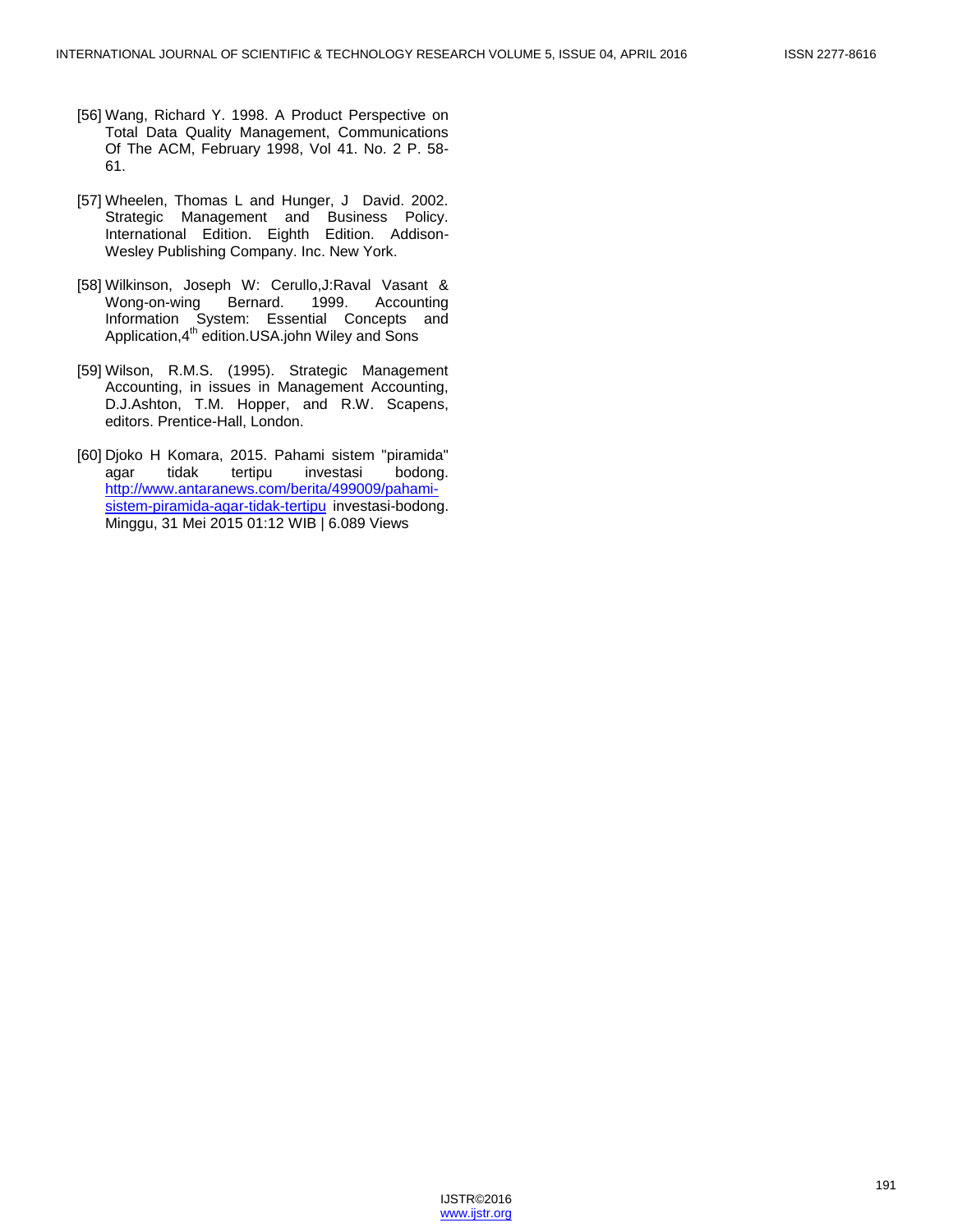[56] Wang, Richard Y. 1998. A Product Perspective on Total Data Quality Management, Communications Of The ACM, February 1998, Vol 41. No. 2 P. 58-61.

[57] Wheelen, Thomas L and Hunger, J David. 2002. Strategic Management and Business Policy. International Edition. Eighth Edition. Addison-Wesley Publishing Company. Inc. New York.

[58] Wilkinson, Joseph W: Cerullo,J:Raval Vasant & Wong-on-wing Bernard. 1999. Accounting Information System: Essential Concepts and Application,4th edition.USA.john Wiley and Sons

[59] Wilson, R.M.S. (1995). Strategic Management Accounting, in issues in Management Accounting, D.J.Ashton, T.M. Hopper, and R.W. Scapens, editors. Prentice-Hall, London.

[60] Djoko H Komara, 2015. Pahami sistem "piramida" agar tidak tertipu investasi bodong. http://www.antaranews.com/berita/499009/pahami-sistem-piramida-agar-tidak-tertipu investasi-bodong. Minggu, 31 Mei 2015 01:12 WIB | 6.089 Views